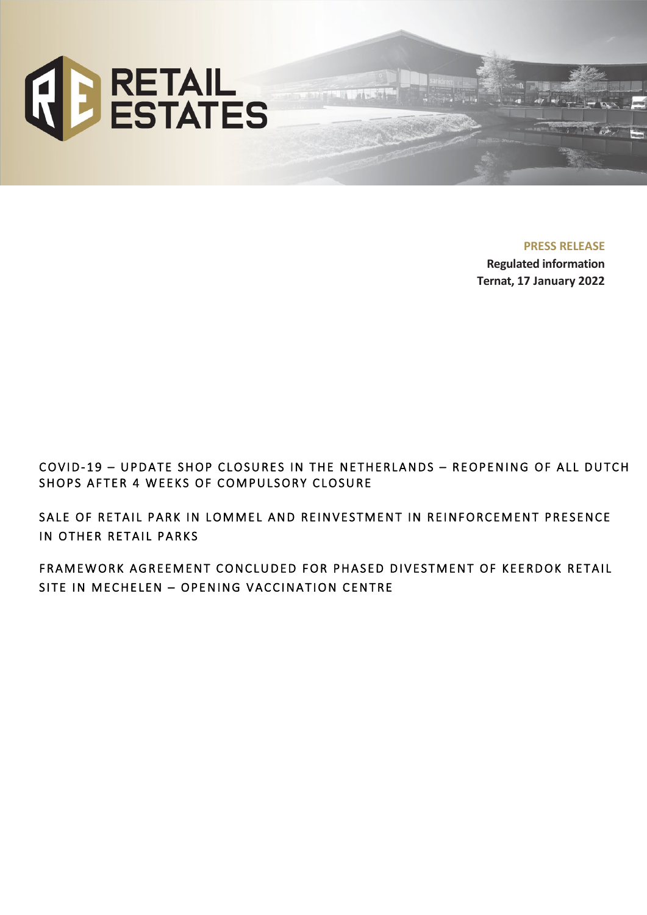RETAIL ESTATES

**PRESS RELEASE**

**Regulated information**

**Ternat, 17 January 2022**

# COVID-19 – UPDATE SHOP CLOSURES IN THE NETHERLANDS – REOPENING OF ALL DUTCH SHOPS AFTER 4 WEEKS OF COMPULSORY CLOSURE

# SALE OF RETAIL PARK IN LOMMEL AND REINVESTMENT IN REINFORCEMENT PRESENCE IN OTHER RETAIL PARKS

# FRAMEWORK AGREEMENT CONCLUDED FOR PHASED DIVESTMENT OF KEERDOK RETAIL SITE IN MECHELEN – OPENING VACCINATION CENTRE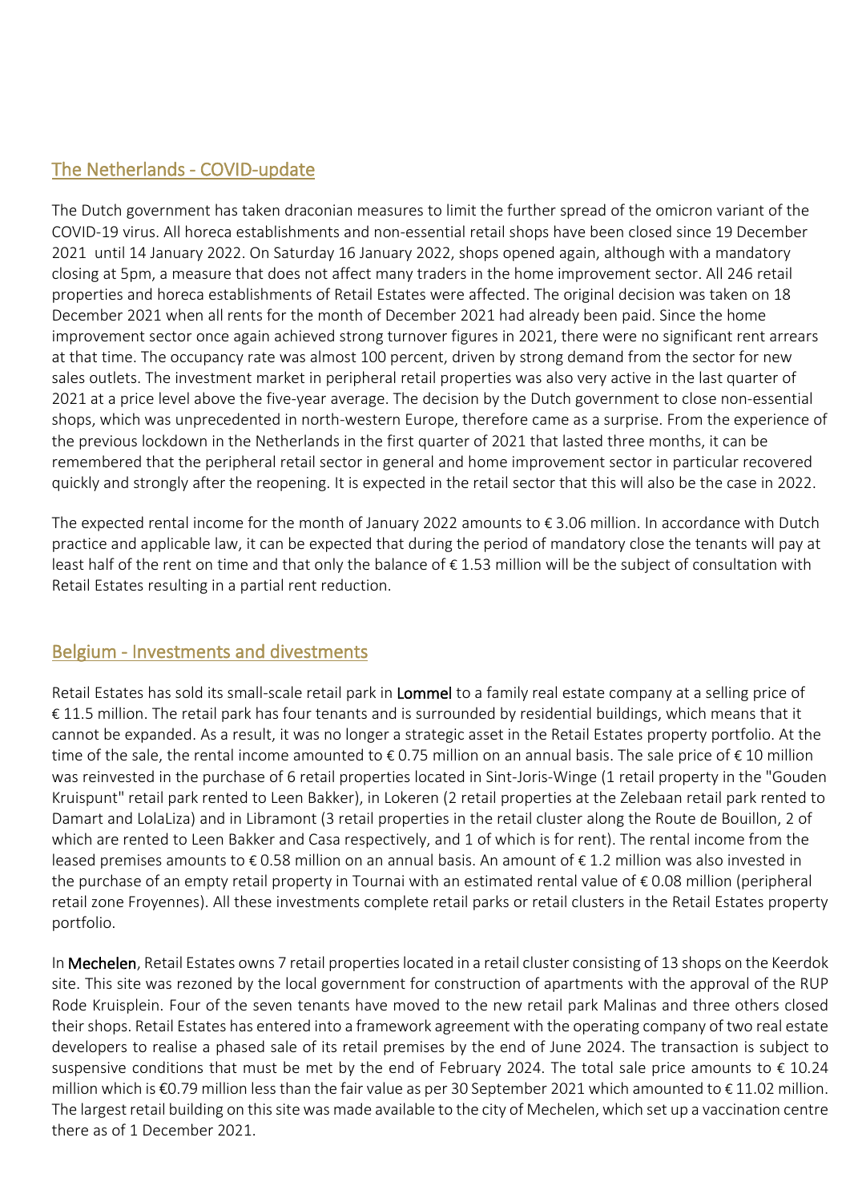## The Netherlands - COVID-update

The Dutch government has taken draconian measures to limit the further spread of the omicron variant of the COVID-19 virus. All horeca establishments and non-essential retail shops have been closed since 19 December 2021 until 14 January 2022. On Saturday 16 January 2022, shops opened again, although with a mandatory closing at 5pm, a measure that does not affect many traders in the home improvement sector. All 246 retail properties and horeca establishments of Retail Estates were affected. The original decision was taken on 18 December 2021 when all rents for the month of December 2021 had already been paid. Since the home improvement sector once again achieved strong turnover figures in 2021, there were no significant rent arrears at that time. The occupancy rate was almost 100 percent, driven by strong demand from the sector for new sales outlets. The investment market in peripheral retail properties was also very active in the last quarter of 2021 at a price level above the five-year average. The decision by the Dutch government to close non-essential shops, which was unprecedented in north-western Europe, therefore came as a surprise. From the experience of the previous lockdown in the Netherlands in the first quarter of 2021 that lasted three months, it can be remembered that the peripheral retail sector in general and home improvement sector in particular recovered quickly and strongly after the reopening. It is expected in the retail sector that this will also be the case in 2022.

The expected rental income for the month of January 2022 amounts to € 3.06 million. In accordance with Dutch practice and applicable law, it can be expected that during the period of mandatory close the tenants will pay at least half of the rent on time and that only the balance of € 1.53 million will be the subject of consultation with Retail Estates resulting in a partial rent reduction.

## Belgium - Investments and divestments

Retail Estates has sold its small-scale retail park in **Lommel** to a family real estate company at a selling price of € 11.5 million. The retail park has four tenants and is surrounded by residential buildings, which means that it cannot be expanded. As a result, it was no longer a strategic asset in the Retail Estates property portfolio. At the time of the sale, the rental income amounted to € 0.75 million on an annual basis. The sale price of € 10 million was reinvested in the purchase of 6 retail properties located in Sint-Joris-Winge (1 retail property in the "Gouden Kruispunt" retail park rented to Leen Bakker), in Lokeren (2 retail properties at the Zelebaan retail park rented to Damart and LolaLiza) and in Libramont (3 retail properties in the retail cluster along the Route de Bouillon, 2 of which are rented to Leen Bakker and Casa respectively, and 1 of which is for rent). The rental income from the leased premises amounts to € 0.58 million on an annual basis. An amount of € 1.2 million was also invested in the purchase of an empty retail property in Tournai with an estimated rental value of € 0.08 million (peripheral retail zone Froyennes). All these investments complete retail parks or retail clusters in the Retail Estates property portfolio.

In **Mechelen**, Retail Estates owns 7 retail properties located in a retail cluster consisting of 13 shops on the Keerdok site. This site was rezoned by the local government for construction of apartments with the approval of the RUP Rode Kruisplein. Four of the seven tenants have moved to the new retail park Malinas and three others closed their shops. Retail Estates has entered into a framework agreement with the operating company of two real estate developers to realise a phased sale of its retail premises by the end of June 2024. The transaction is subject to suspensive conditions that must be met by the end of February 2024. The total sale price amounts to € 10.24 million which is €0.79 million less than the fair value as per 30 September 2021 which amounted to € 11.02 million. The largest retail building on this site was made available to the city of Mechelen, which set up a vaccination centre there as of 1 December 2021.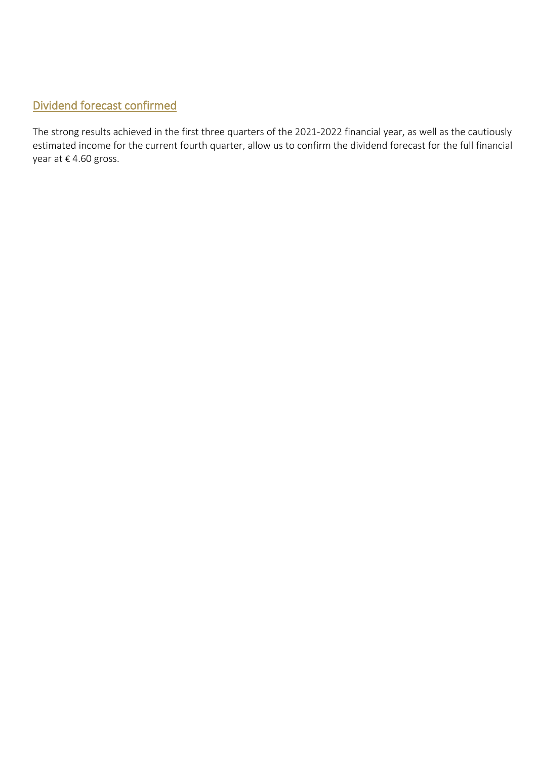## Dividend forecast confirmed

The strong results achieved in the first three quarters of the 2021-2022 financial year, as well as the cautiously estimated income for the current fourth quarter, allow us to confirm the dividend forecast for the full financial year at € 4.60 gross.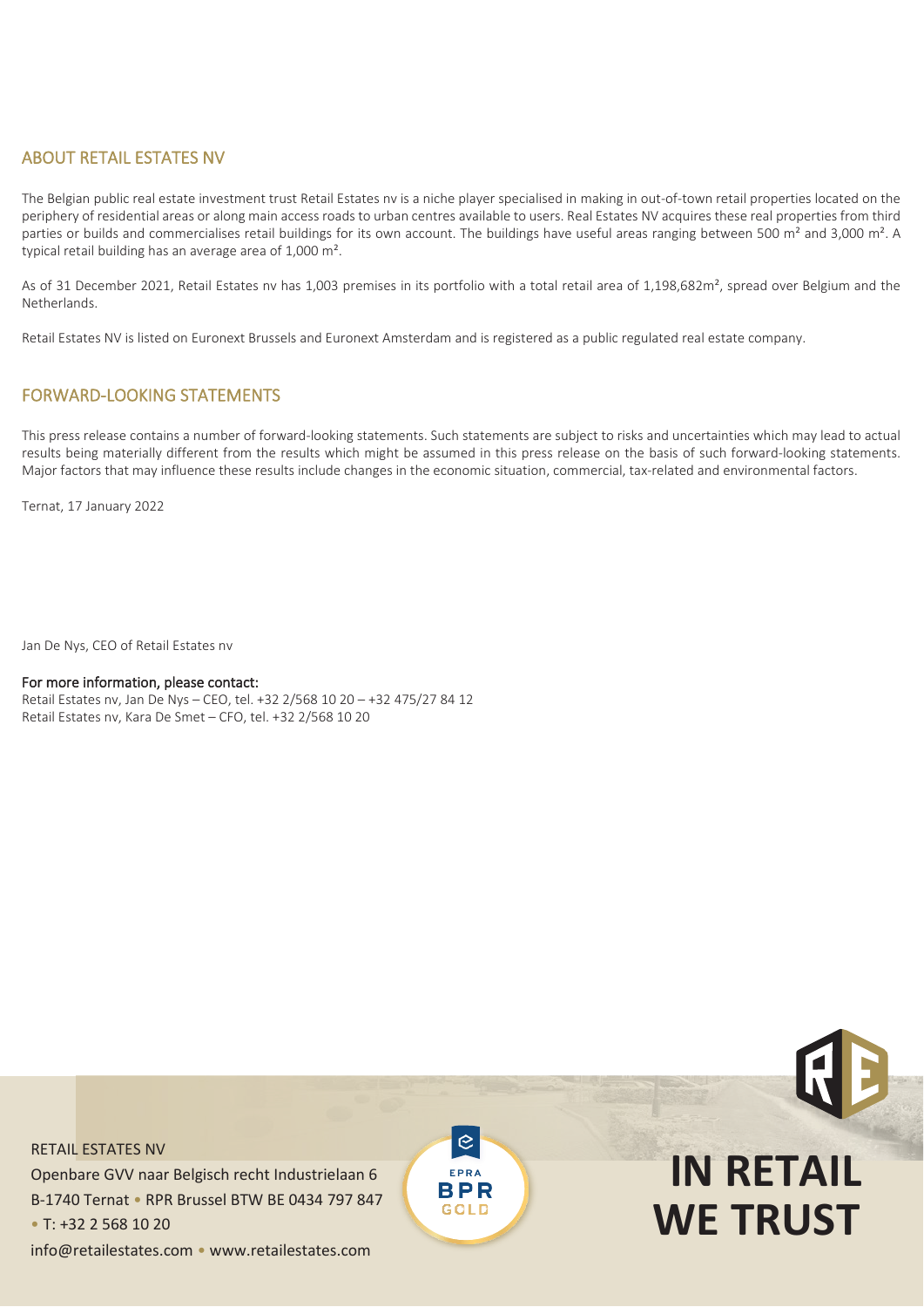## ABOUT RETAIL ESTATES NV

The Belgian public real estate investment trust Retail Estates nv is a niche player specialised in making in out-of-town retail properties located on the periphery of residential areas or along main access roads to urban centres available to users. Real Estates NV acquires these real properties from third parties or builds and commercialises retail buildings for its own account. The buildings have useful areas ranging between 500 m² and 3,000 m². A typical retail building has an average area of 1,000 m².

As of 31 December 2021, Retail Estates nv has 1,003 premises in its portfolio with a total retail area of 1,198,682m², spread over Belgium and the Netherlands.

Retail Estates NV is listed on Euronext Brussels and Euronext Amsterdam and is registered as a public regulated real estate company.

## FORWARD-LOOKING STATEMENTS

This press release contains a number of forward-looking statements. Such statements are subject to risks and uncertainties which may lead to actual results being materially different from the results which might be assumed in this press release on the basis of such forward-looking statements. Major factors that may influence these results include changes in the economic situation, commercial, tax-related and environmental factors.

Ternat, 17 January 2022

Jan De Nys, CEO of Retail Estates nv

**For more information, please contact:**
Retail Estates nv, Jan De Nys – CEO, tel. +32 2/568 10 20 – +32 475/27 84 12
Retail Estates nv, Kara De Smet – CFO, tel. +32 2/568 10 20

RETAIL ESTATES NV
Openbare GVV naar Belgisch recht Industrielaan 6
B-1740 Ternat • RPR Brussel BTW BE 0434 797 847
• T: +32 2 568 10 20
info@retailestates.com • www.retailestates.com

EPRA BPR GOLD

IN RETAIL WE TRUST